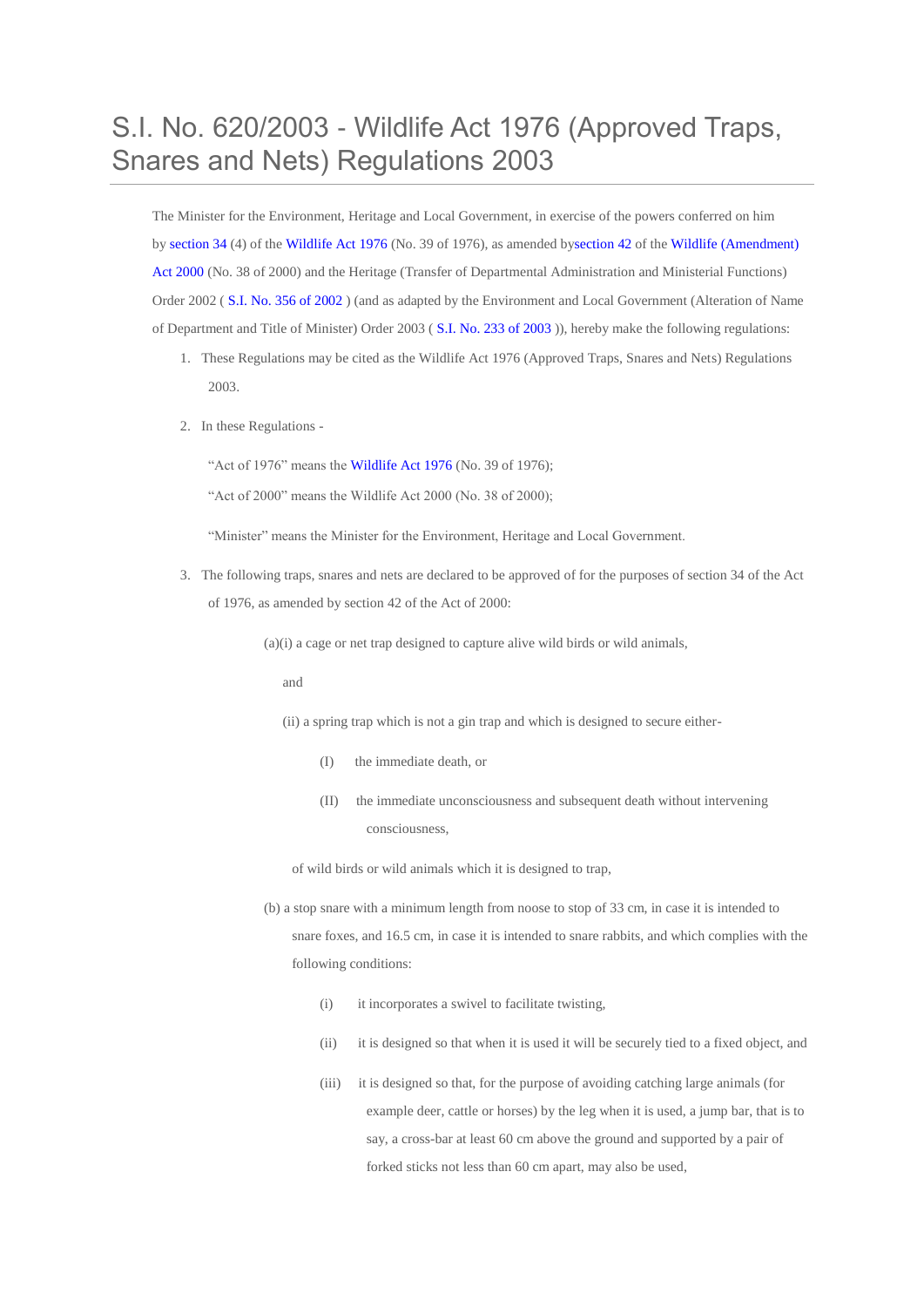# S.I. No. 620/2003 - Wildlife Act 1976 (Approved Traps, Snares and Nets) Regulations 2003

The Minister for the Environment, Heritage and Local Government, in exercise of the powers conferred on him by section 34 (4) of the Wildlife Act 1976 (No. 39 of 1976), as amended bysection 42 of the Wildlife (Amendment) Act 2000 (No. 38 of 2000) and the Heritage (Transfer of Departmental Administration and Ministerial Functions) Order 2002 ( S.I. No. 356 of 2002 ) (and as adapted by the Environment and Local Government (Alteration of Name of Department and Title of Minister) Order 2003 ( S.I. No. 233 of 2003 )), hereby make the following regulations:

1. These Regulations may be cited as the Wildlife Act 1976 (Approved Traps, Snares and Nets) Regulations 2003.

2. In these Regulations -

   "Act of 1976" means the Wildlife Act 1976 (No. 39 of 1976);

   "Act of 2000" means the Wildlife Act 2000 (No. 38 of 2000);

   "Minister" means the Minister for the Environment, Heritage and Local Government.

3. The following traps, snares and nets are declared to be approved of for the purposes of section 34 of the Act of 1976, as amended by section 42 of the Act of 2000:

   (a)(i) a cage or net trap designed to capture alive wild birds or wild animals,

   and

   (ii) a spring trap which is not a gin trap and which is designed to secure either-

   (I) the immediate death, or

   (II) the immediate unconsciousness and subsequent death without intervening consciousness,

   of wild birds or wild animals which it is designed to trap,

   (b) a stop snare with a minimum length from noose to stop of 33 cm, in case it is intended to snare foxes, and 16.5 cm, in case it is intended to snare rabbits, and which complies with the following conditions:

   (i) it incorporates a swivel to facilitate twisting,

   (ii) it is designed so that when it is used it will be securely tied to a fixed object, and

   (iii) it is designed so that, for the purpose of avoiding catching large animals (for example deer, cattle or horses) by the leg when it is used, a jump bar, that is to say, a cross-bar at least 60 cm above the ground and supported by a pair of forked sticks not less than 60 cm apart, may also be used,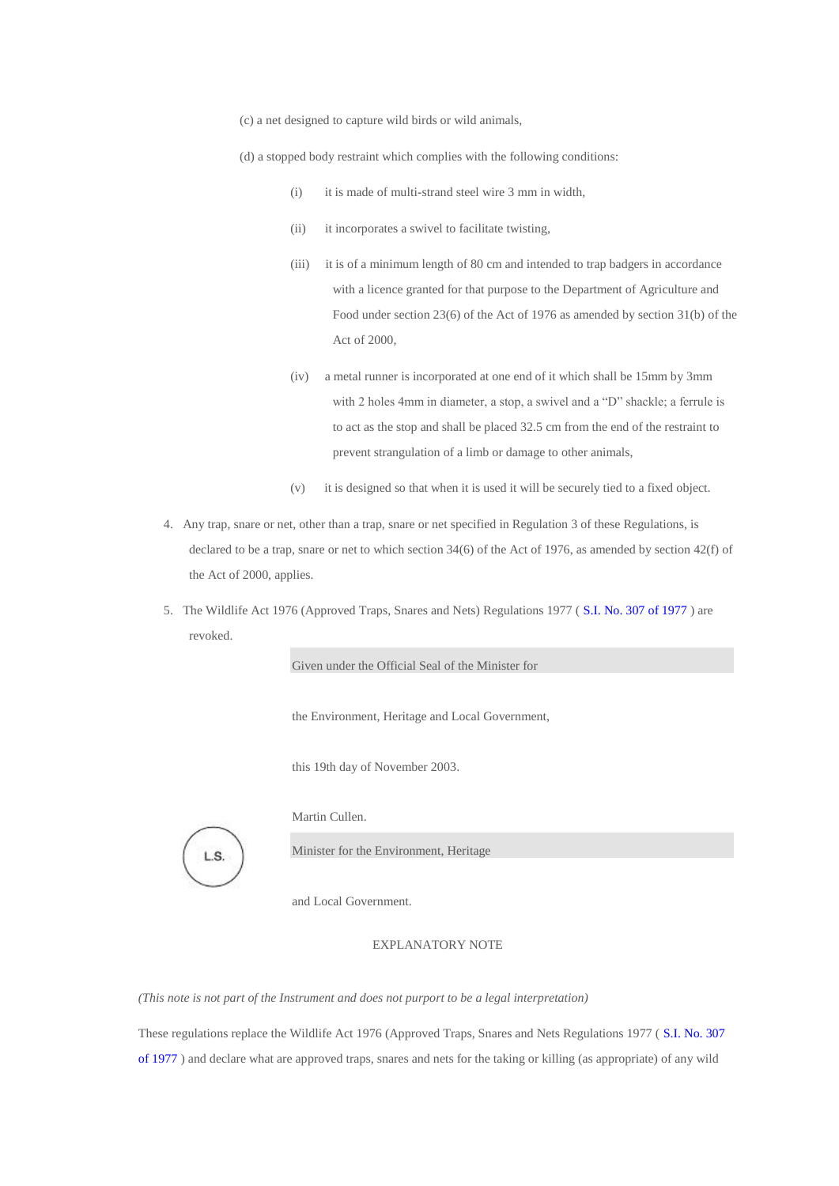(c) a net designed to capture wild birds or wild animals,

(d) a stopped body restraint which complies with the following conditions:

(i) it is made of multi-strand steel wire 3 mm in width,

(ii) it incorporates a swivel to facilitate twisting,

(iii) it is of a minimum length of 80 cm and intended to trap badgers in accordance with a licence granted for that purpose to the Department of Agriculture and Food under section 23(6) of the Act of 1976 as amended by section 31(b) of the Act of 2000,

(iv) a metal runner is incorporated at one end of it which shall be 15mm by 3mm with 2 holes 4mm in diameter, a stop, a swivel and a "D" shackle; a ferrule is to act as the stop and shall be placed 32.5 cm from the end of the restraint to prevent strangulation of a limb or damage to other animals,

(v) it is designed so that when it is used it will be securely tied to a fixed object.

4. Any trap, snare or net, other than a trap, snare or net specified in Regulation 3 of these Regulations, is declared to be a trap, snare or net to which section 34(6) of the Act of 1976, as amended by section 42(f) of the Act of 2000, applies.

5. The Wildlife Act 1976 (Approved Traps, Snares and Nets) Regulations 1977 ( S.I. No. 307 of 1977 ) are revoked.

Given under the Official Seal of the Minister for

the Environment, Heritage and Local Government,

this 19th day of November 2003.

Martin Cullen.

L.S.

Minister for the Environment, Heritage

and Local Government.

EXPLANATORY NOTE

*(This note is not part of the Instrument and does not purport to be a legal interpretation)*

These regulations replace the Wildlife Act 1976 (Approved Traps, Snares and Nets Regulations 1977 ( S.I. No. 307 of 1977 ) and declare what are approved traps, snares and nets for the taking or killing (as appropriate) of any wild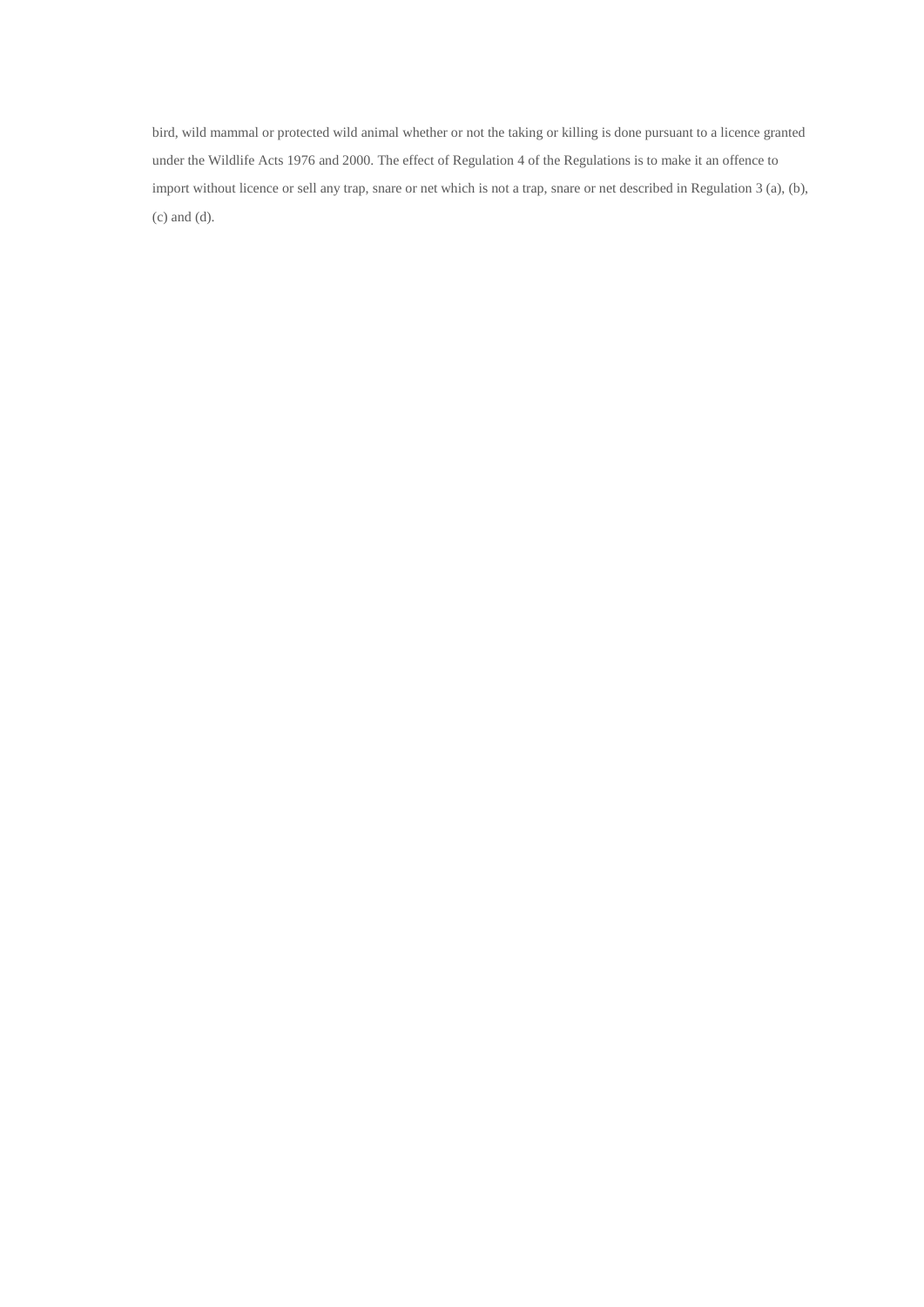bird, wild mammal or protected wild animal whether or not the taking or killing is done pursuant to a licence granted under the Wildlife Acts 1976 and 2000. The effect of Regulation 4 of the Regulations is to make it an offence to import without licence or sell any trap, snare or net which is not a trap, snare or net described in Regulation 3 (a), (b), (c) and (d).